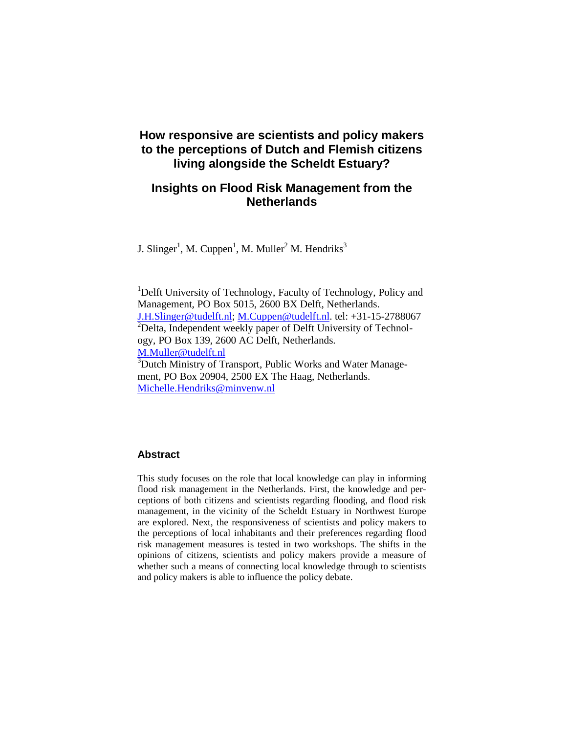# How responsive are scientists and policy makers to the perceptions of Dutch and Flemish citizens living alongside the Scheldt Estuary?

## Insights on Flood Risk Management from the Netherlands

J. Slinger[1], M. Cuppen[1], M. Muller[2] M. Hendriks[3]

[1]Delft University of Technology, Faculty of Technology, Policy and Management, PO Box 5015, 2600 BX Delft, Netherlands. J.H.Slinger@tudelft.nl; M.Cuppen@tudelft.nl. tel: +31-15-2788067
[2]Delta, Independent weekly paper of Delft University of Technology, PO Box 139, 2600 AC Delft, Netherlands. M.Muller@tudelft.nl
[3]Dutch Ministry of Transport, Public Works and Water Management, PO Box 20904, 2500 EX The Haag, Netherlands. Michelle.Hendriks@minvenw.nl

### Abstract

This study focuses on the role that local knowledge can play in informing flood risk management in the Netherlands. First, the knowledge and perceptions of both citizens and scientists regarding flooding, and flood risk management, in the vicinity of the Scheldt Estuary in Northwest Europe are explored. Next, the responsiveness of scientists and policy makers to the perceptions of local inhabitants and their preferences regarding flood risk management measures is tested in two workshops. The shifts in the opinions of citizens, scientists and policy makers provide a measure of whether such a means of connecting local knowledge through to scientists and policy makers is able to influence the policy debate.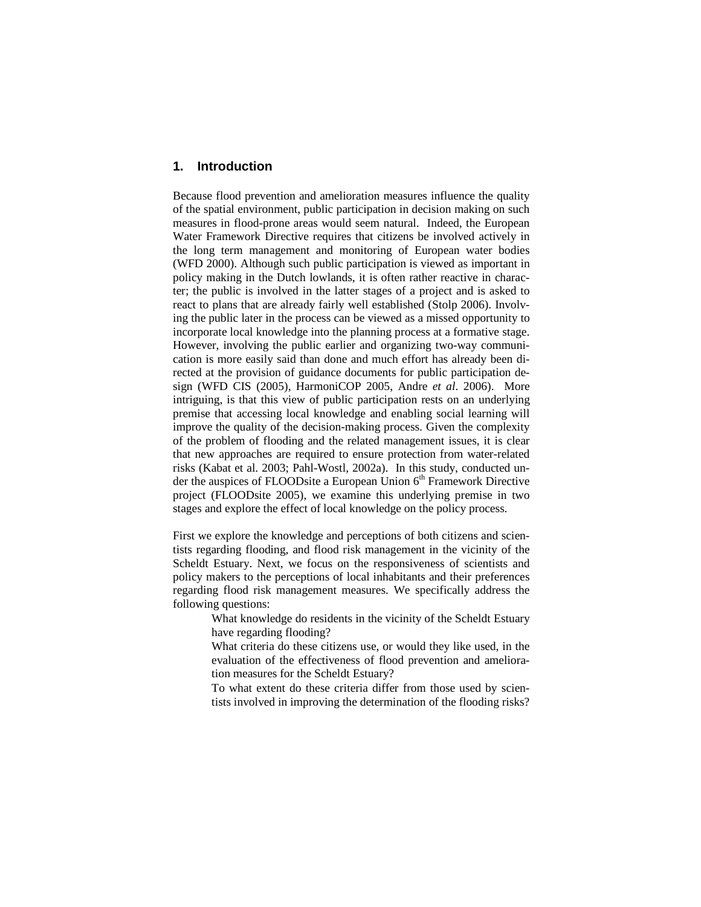## 1. Introduction

Because flood prevention and amelioration measures influence the quality of the spatial environment, public participation in decision making on such measures in flood-prone areas would seem natural. Indeed, the European Water Framework Directive requires that citizens be involved actively in the long term management and monitoring of European water bodies (WFD 2000). Although such public participation is viewed as important in policy making in the Dutch lowlands, it is often rather reactive in character; the public is involved in the latter stages of a project and is asked to react to plans that are already fairly well established (Stolp 2006). Involving the public later in the process can be viewed as a missed opportunity to incorporate local knowledge into the planning process at a formative stage. However, involving the public earlier and organizing two-way communication is more easily said than done and much effort has already been directed at the provision of guidance documents for public participation design (WFD CIS (2005), HarmoniCOP 2005, Andre *et al*. 2006). More intriguing, is that this view of public participation rests on an underlying premise that accessing local knowledge and enabling social learning will improve the quality of the decision-making process. Given the complexity of the problem of flooding and the related management issues, it is clear that new approaches are required to ensure protection from water-related risks (Kabat et al. 2003; Pahl-Wostl, 2002a). In this study, conducted under the auspices of FLOODsite a European Union 6th Framework Directive project (FLOODsite 2005), we examine this underlying premise in two stages and explore the effect of local knowledge on the policy process.

First we explore the knowledge and perceptions of both citizens and scientists regarding flooding, and flood risk management in the vicinity of the Scheldt Estuary. Next, we focus on the responsiveness of scientists and policy makers to the perceptions of local inhabitants and their preferences regarding flood risk management measures. We specifically address the following questions:

- What knowledge do residents in the vicinity of the Scheldt Estuary have regarding flooding?
- What criteria do these citizens use, or would they like used, in the evaluation of the effectiveness of flood prevention and amelioration measures for the Scheldt Estuary?
- To what extent do these criteria differ from those used by scientists involved in improving the determination of the flooding risks?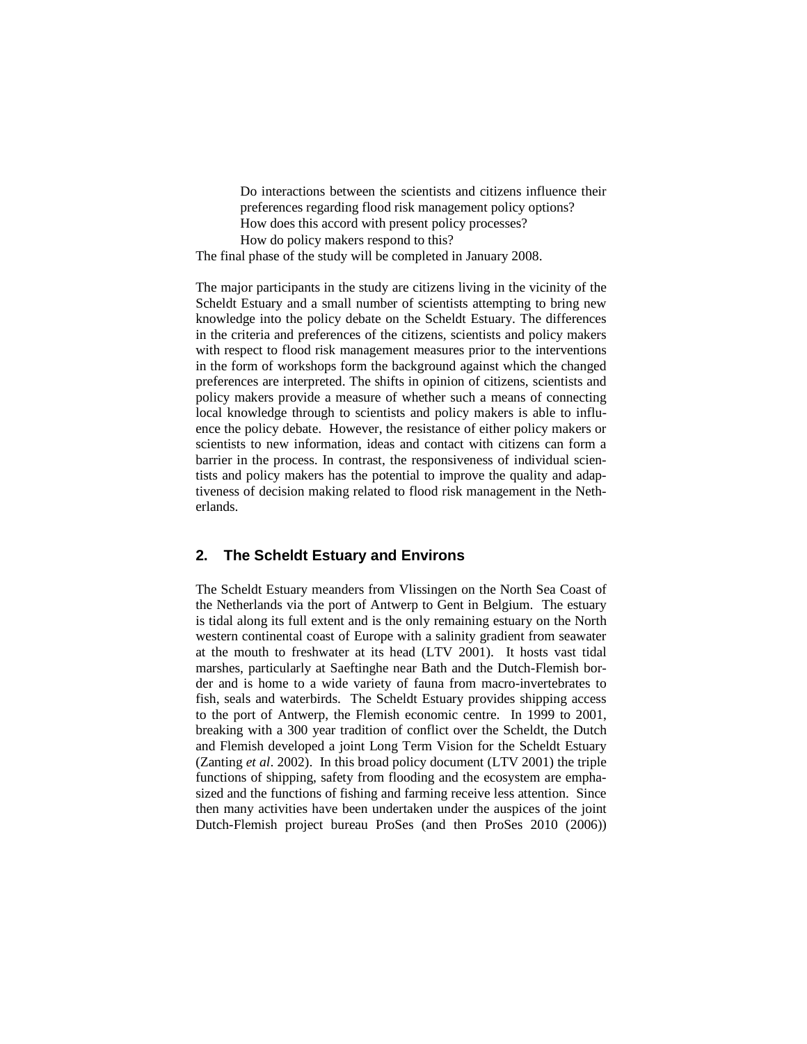Do interactions between the scientists and citizens influence their preferences regarding flood risk management policy options?
How does this accord with present policy processes?
How do policy makers respond to this?

The final phase of the study will be completed in January 2008.

The major participants in the study are citizens living in the vicinity of the Scheldt Estuary and a small number of scientists attempting to bring new knowledge into the policy debate on the Scheldt Estuary. The differences in the criteria and preferences of the citizens, scientists and policy makers with respect to flood risk management measures prior to the interventions in the form of workshops form the background against which the changed preferences are interpreted. The shifts in opinion of citizens, scientists and policy makers provide a measure of whether such a means of connecting local knowledge through to scientists and policy makers is able to influence the policy debate. However, the resistance of either policy makers or scientists to new information, ideas and contact with citizens can form a barrier in the process. In contrast, the responsiveness of individual scientists and policy makers has the potential to improve the quality and adaptiveness of decision making related to flood risk management in the Netherlands.

## 2. The Scheldt Estuary and Environs

The Scheldt Estuary meanders from Vlissingen on the North Sea Coast of the Netherlands via the port of Antwerp to Gent in Belgium. The estuary is tidal along its full extent and is the only remaining estuary on the North western continental coast of Europe with a salinity gradient from seawater at the mouth to freshwater at its head (LTV 2001). It hosts vast tidal marshes, particularly at Saeftinghe near Bath and the Dutch-Flemish border and is home to a wide variety of fauna from macro-invertebrates to fish, seals and waterbirds. The Scheldt Estuary provides shipping access to the port of Antwerp, the Flemish economic centre. In 1999 to 2001, breaking with a 300 year tradition of conflict over the Scheldt, the Dutch and Flemish developed a joint Long Term Vision for the Scheldt Estuary (Zanting *et al*. 2002). In this broad policy document (LTV 2001) the triple functions of shipping, safety from flooding and the ecosystem are emphasized and the functions of fishing and farming receive less attention. Since then many activities have been undertaken under the auspices of the joint Dutch-Flemish project bureau ProSes (and then ProSes 2010 (2006))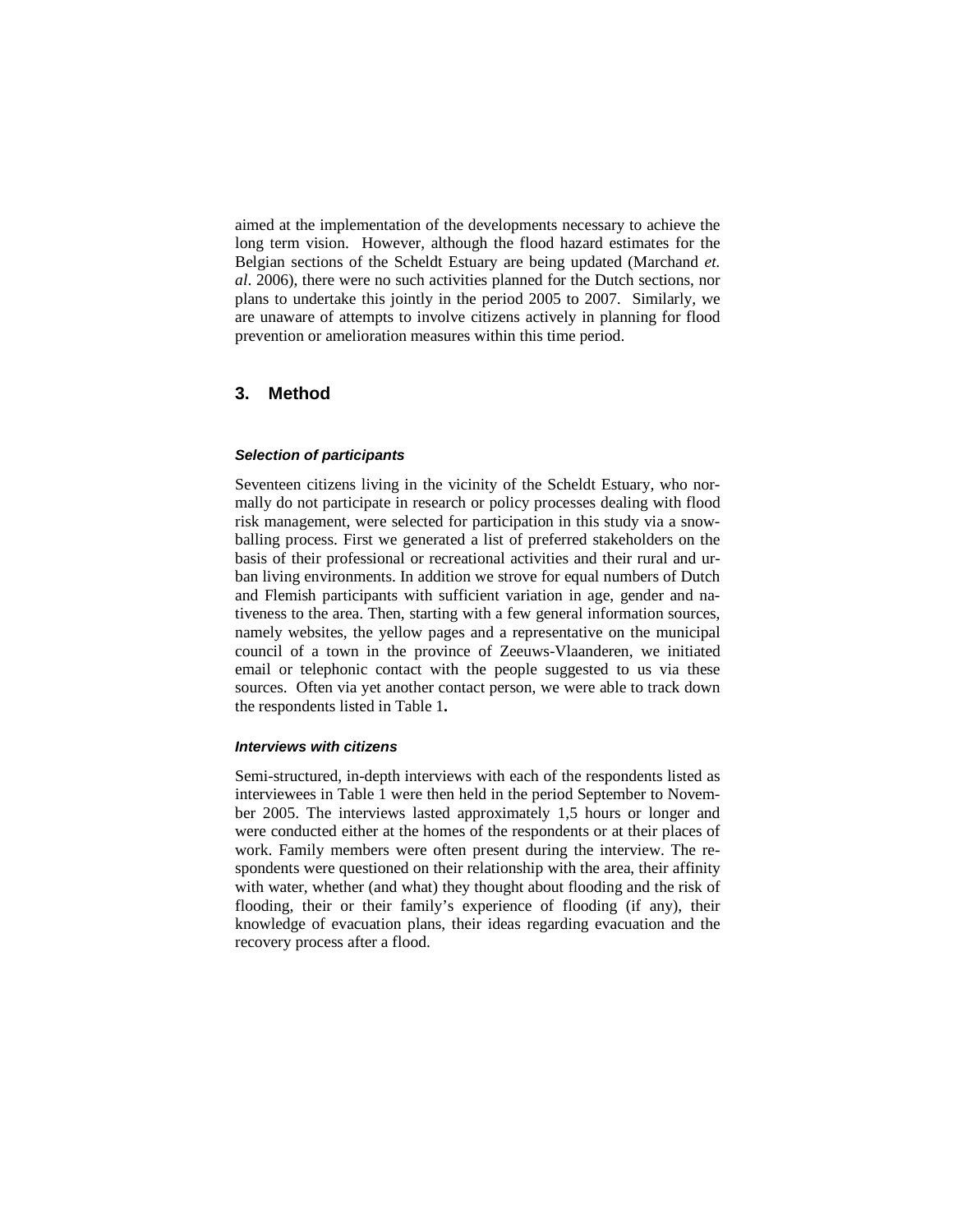aimed at the implementation of the developments necessary to achieve the long term vision. However, although the flood hazard estimates for the Belgian sections of the Scheldt Estuary are being updated (Marchand *et. al*. 2006), there were no such activities planned for the Dutch sections, nor plans to undertake this jointly in the period 2005 to 2007. Similarly, we are unaware of attempts to involve citizens actively in planning for flood prevention or amelioration measures within this time period.

## 3. Method

#### *Selection of participants*

Seventeen citizens living in the vicinity of the Scheldt Estuary, who normally do not participate in research or policy processes dealing with flood risk management, were selected for participation in this study via a snowballing process. First we generated a list of preferred stakeholders on the basis of their professional or recreational activities and their rural and urban living environments. In addition we strove for equal numbers of Dutch and Flemish participants with sufficient variation in age, gender and nativeness to the area. Then, starting with a few general information sources, namely websites, the yellow pages and a representative on the municipal council of a town in the province of Zeeuws-Vlaanderen, we initiated email or telephonic contact with the people suggested to us via these sources. Often via yet another contact person, we were able to track down the respondents listed in Table 1**.**

#### *Interviews with citizens*

Semi-structured, in-depth interviews with each of the respondents listed as interviewees in Table 1 were then held in the period September to November 2005. The interviews lasted approximately 1,5 hours or longer and were conducted either at the homes of the respondents or at their places of work. Family members were often present during the interview. The respondents were questioned on their relationship with the area, their affinity with water, whether (and what) they thought about flooding and the risk of flooding, their or their family's experience of flooding (if any), their knowledge of evacuation plans, their ideas regarding evacuation and the recovery process after a flood.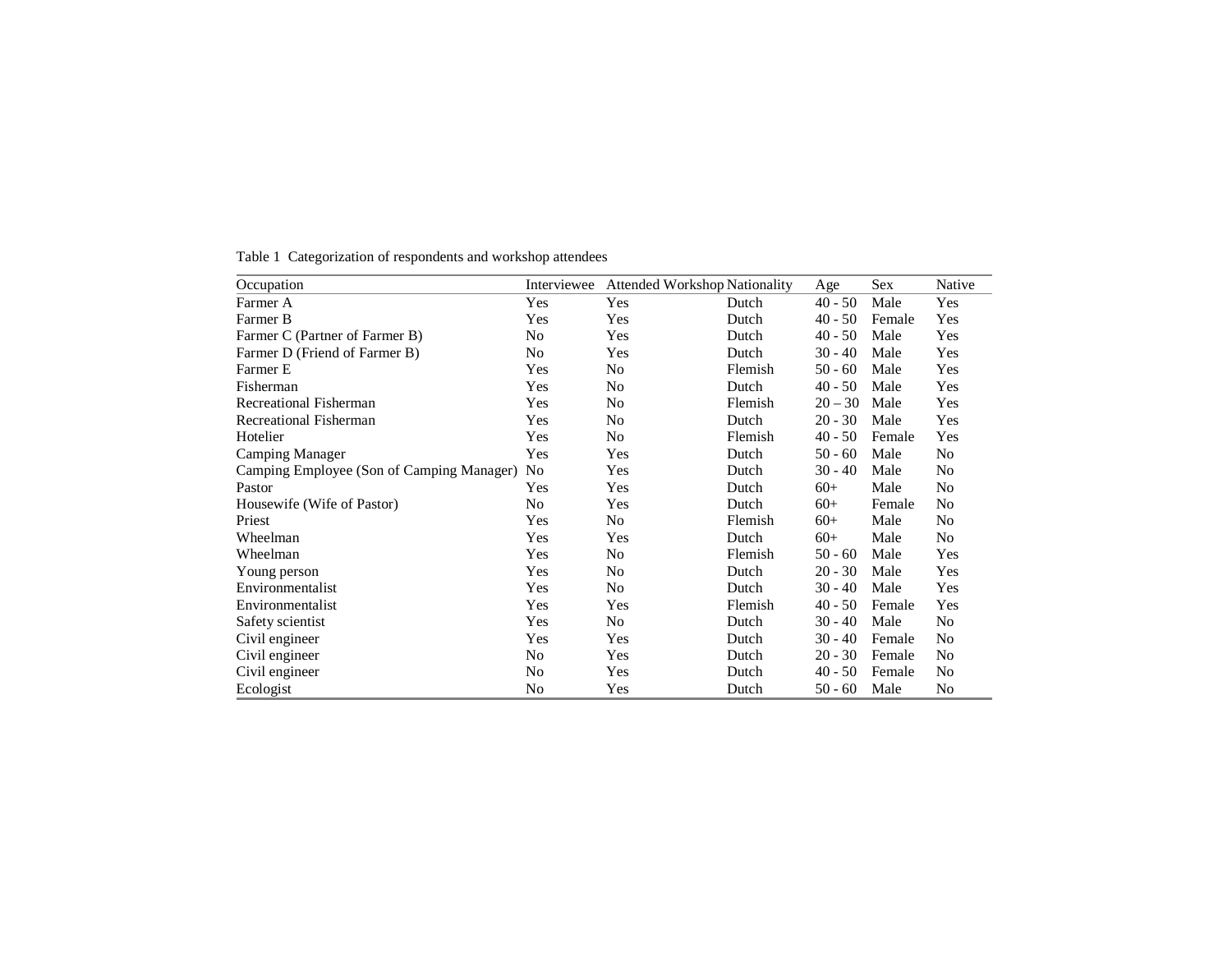Table 1 Categorization of respondents and workshop attendees

| Occupation | Interviewee | Attended Workshop | Nationality | Age | Sex | Native |
|---|---|---|---|---|---|---|
| Farmer A | Yes | Yes | Dutch | 40 - 50 | Male | Yes |
| Farmer B | Yes | Yes | Dutch | 40 - 50 | Female | Yes |
| Farmer C (Partner of Farmer B) | No | Yes | Dutch | 40 - 50 | Male | Yes |
| Farmer D (Friend of Farmer B) | No | Yes | Dutch | 30 - 40 | Male | Yes |
| Farmer E | Yes | No | Flemish | 50 - 60 | Male | Yes |
| Fisherman | Yes | No | Dutch | 40 - 50 | Male | Yes |
| Recreational Fisherman | Yes | No | Flemish | 20 – 30 | Male | Yes |
| Recreational Fisherman | Yes | No | Dutch | 20 - 30 | Male | Yes |
| Hotelier | Yes | No | Flemish | 40 - 50 | Female | Yes |
| Camping Manager | Yes | Yes | Dutch | 50 - 60 | Male | No |
| Camping Employee (Son of Camping Manager) | No | Yes | Dutch | 30 - 40 | Male | No |
| Pastor | Yes | Yes | Dutch | 60+ | Male | No |
| Housewife (Wife of Pastor) | No | Yes | Dutch | 60+ | Female | No |
| Priest | Yes | No | Flemish | 60+ | Male | No |
| Wheelman | Yes | Yes | Dutch | 60+ | Male | No |
| Wheelman | Yes | No | Flemish | 50 - 60 | Male | Yes |
| Young person | Yes | No | Dutch | 20 - 30 | Male | Yes |
| Environmentalist | Yes | No | Dutch | 30 - 40 | Male | Yes |
| Environmentalist | Yes | Yes | Flemish | 40 - 50 | Female | Yes |
| Safety scientist | Yes | No | Dutch | 30 - 40 | Male | No |
| Civil engineer | Yes | Yes | Dutch | 30 - 40 | Female | No |
| Civil engineer | No | Yes | Dutch | 20 - 30 | Female | No |
| Civil engineer | No | Yes | Dutch | 40 - 50 | Female | No |
| Ecologist | No | Yes | Dutch | 50 - 60 | Male | No |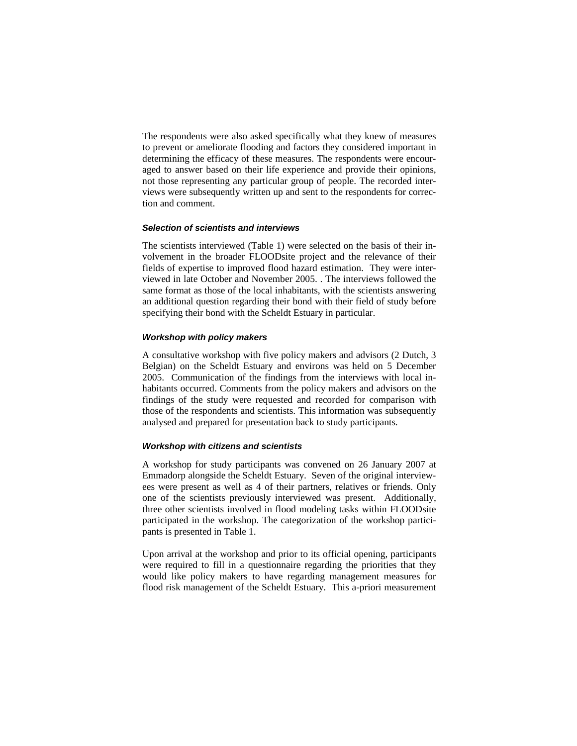The respondents were also asked specifically what they knew of measures to prevent or ameliorate flooding and factors they considered important in determining the efficacy of these measures. The respondents were encouraged to answer based on their life experience and provide their opinions, not those representing any particular group of people. The recorded interviews were subsequently written up and sent to the respondents for correction and comment.

#### *Selection of scientists and interviews*

The scientists interviewed (Table 1) were selected on the basis of their involvement in the broader FLOODsite project and the relevance of their fields of expertise to improved flood hazard estimation. They were interviewed in late October and November 2005. . The interviews followed the same format as those of the local inhabitants, with the scientists answering an additional question regarding their bond with their field of study before specifying their bond with the Scheldt Estuary in particular.

#### *Workshop with policy makers*

A consultative workshop with five policy makers and advisors (2 Dutch, 3 Belgian) on the Scheldt Estuary and environs was held on 5 December 2005. Communication of the findings from the interviews with local inhabitants occurred. Comments from the policy makers and advisors on the findings of the study were requested and recorded for comparison with those of the respondents and scientists. This information was subsequently analysed and prepared for presentation back to study participants.

#### *Workshop with citizens and scientists*

A workshop for study participants was convened on 26 January 2007 at Emmadorp alongside the Scheldt Estuary. Seven of the original interviewees were present as well as 4 of their partners, relatives or friends. Only one of the scientists previously interviewed was present. Additionally, three other scientists involved in flood modeling tasks within FLOODsite participated in the workshop. The categorization of the workshop participants is presented in Table 1.

Upon arrival at the workshop and prior to its official opening, participants were required to fill in a questionnaire regarding the priorities that they would like policy makers to have regarding management measures for flood risk management of the Scheldt Estuary. This a-priori measurement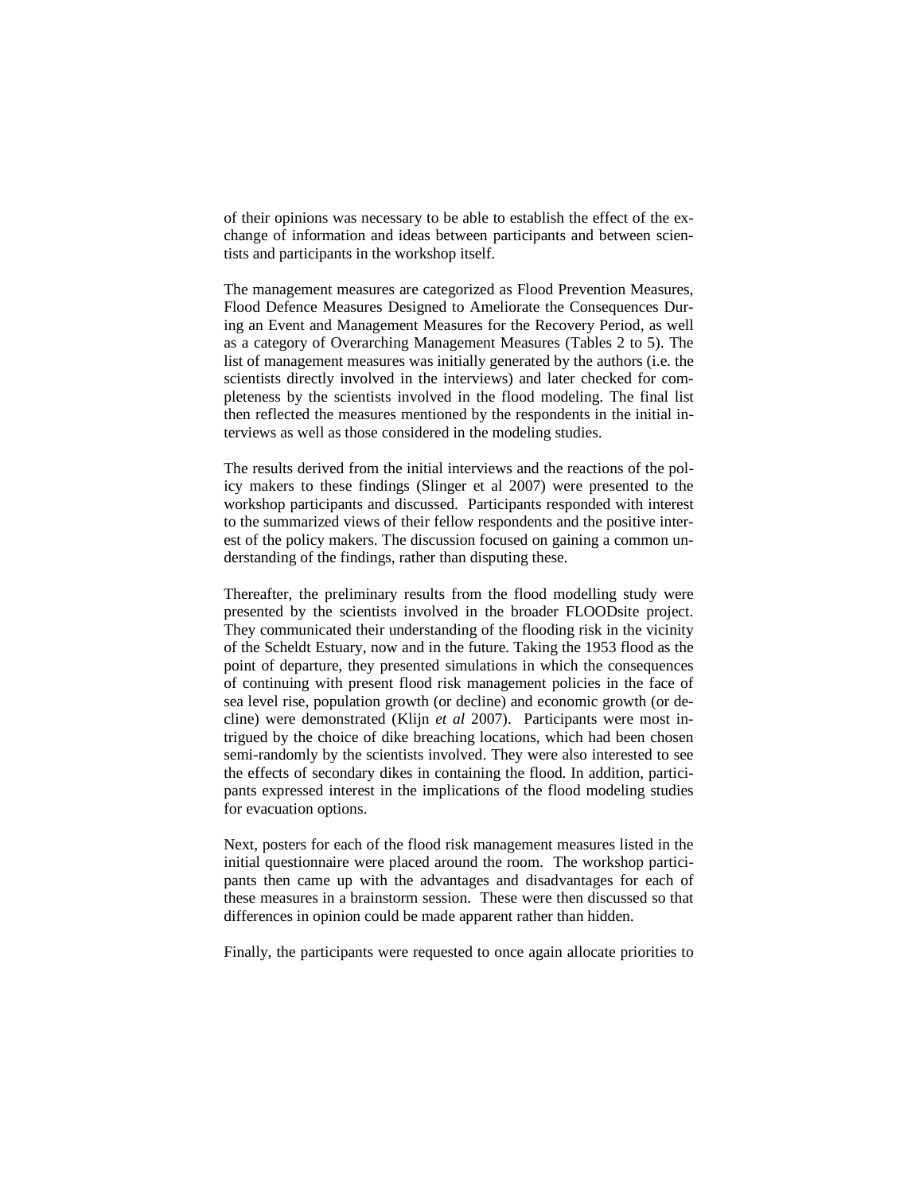of their opinions was necessary to be able to establish the effect of the exchange of information and ideas between participants and between scientists and participants in the workshop itself.

The management measures are categorized as Flood Prevention Measures, Flood Defence Measures Designed to Ameliorate the Consequences During an Event and Management Measures for the Recovery Period, as well as a category of Overarching Management Measures (Tables 2 to 5). The list of management measures was initially generated by the authors (i.e. the scientists directly involved in the interviews) and later checked for completeness by the scientists involved in the flood modeling. The final list then reflected the measures mentioned by the respondents in the initial interviews as well as those considered in the modeling studies.

The results derived from the initial interviews and the reactions of the policy makers to these findings (Slinger et al 2007) were presented to the workshop participants and discussed. Participants responded with interest to the summarized views of their fellow respondents and the positive interest of the policy makers. The discussion focused on gaining a common understanding of the findings, rather than disputing these.

Thereafter, the preliminary results from the flood modelling study were presented by the scientists involved in the broader FLOODsite project. They communicated their understanding of the flooding risk in the vicinity of the Scheldt Estuary, now and in the future. Taking the 1953 flood as the point of departure, they presented simulations in which the consequences of continuing with present flood risk management policies in the face of sea level rise, population growth (or decline) and economic growth (or decline) were demonstrated (Klijn *et al* 2007). Participants were most intrigued by the choice of dike breaching locations, which had been chosen semi-randomly by the scientists involved. They were also interested to see the effects of secondary dikes in containing the flood. In addition, participants expressed interest in the implications of the flood modeling studies for evacuation options.

Next, posters for each of the flood risk management measures listed in the initial questionnaire were placed around the room. The workshop participants then came up with the advantages and disadvantages for each of these measures in a brainstorm session. These were then discussed so that differences in opinion could be made apparent rather than hidden.

Finally, the participants were requested to once again allocate priorities to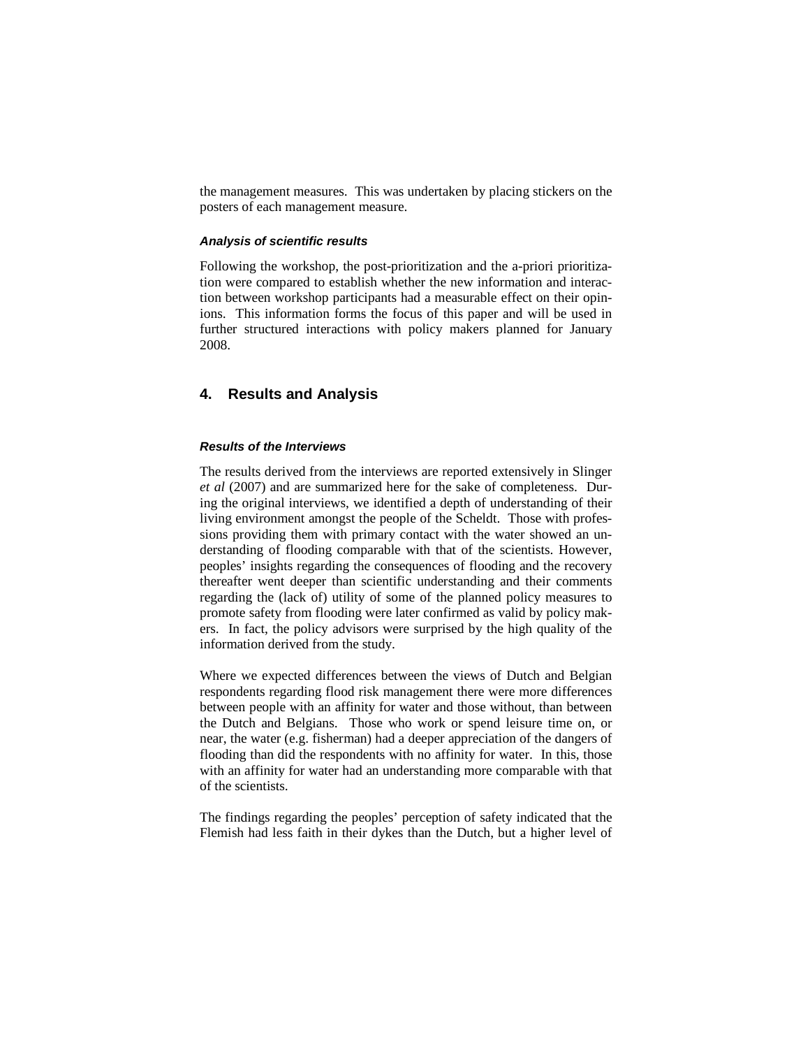the management measures. This was undertaken by placing stickers on the posters of each management measure.

#### *Analysis of scientific results*

Following the workshop, the post-prioritization and the a-priori prioritization were compared to establish whether the new information and interaction between workshop participants had a measurable effect on their opinions. This information forms the focus of this paper and will be used in further structured interactions with policy makers planned for January 2008.

## 4. Results and Analysis

#### *Results of the Interviews*

The results derived from the interviews are reported extensively in Slinger *et al* (2007) and are summarized here for the sake of completeness. During the original interviews, we identified a depth of understanding of their living environment amongst the people of the Scheldt. Those with professions providing them with primary contact with the water showed an understanding of flooding comparable with that of the scientists. However, peoples' insights regarding the consequences of flooding and the recovery thereafter went deeper than scientific understanding and their comments regarding the (lack of) utility of some of the planned policy measures to promote safety from flooding were later confirmed as valid by policy makers. In fact, the policy advisors were surprised by the high quality of the information derived from the study.

Where we expected differences between the views of Dutch and Belgian respondents regarding flood risk management there were more differences between people with an affinity for water and those without, than between the Dutch and Belgians. Those who work or spend leisure time on, or near, the water (e.g. fisherman) had a deeper appreciation of the dangers of flooding than did the respondents with no affinity for water. In this, those with an affinity for water had an understanding more comparable with that of the scientists.

The findings regarding the peoples' perception of safety indicated that the Flemish had less faith in their dykes than the Dutch, but a higher level of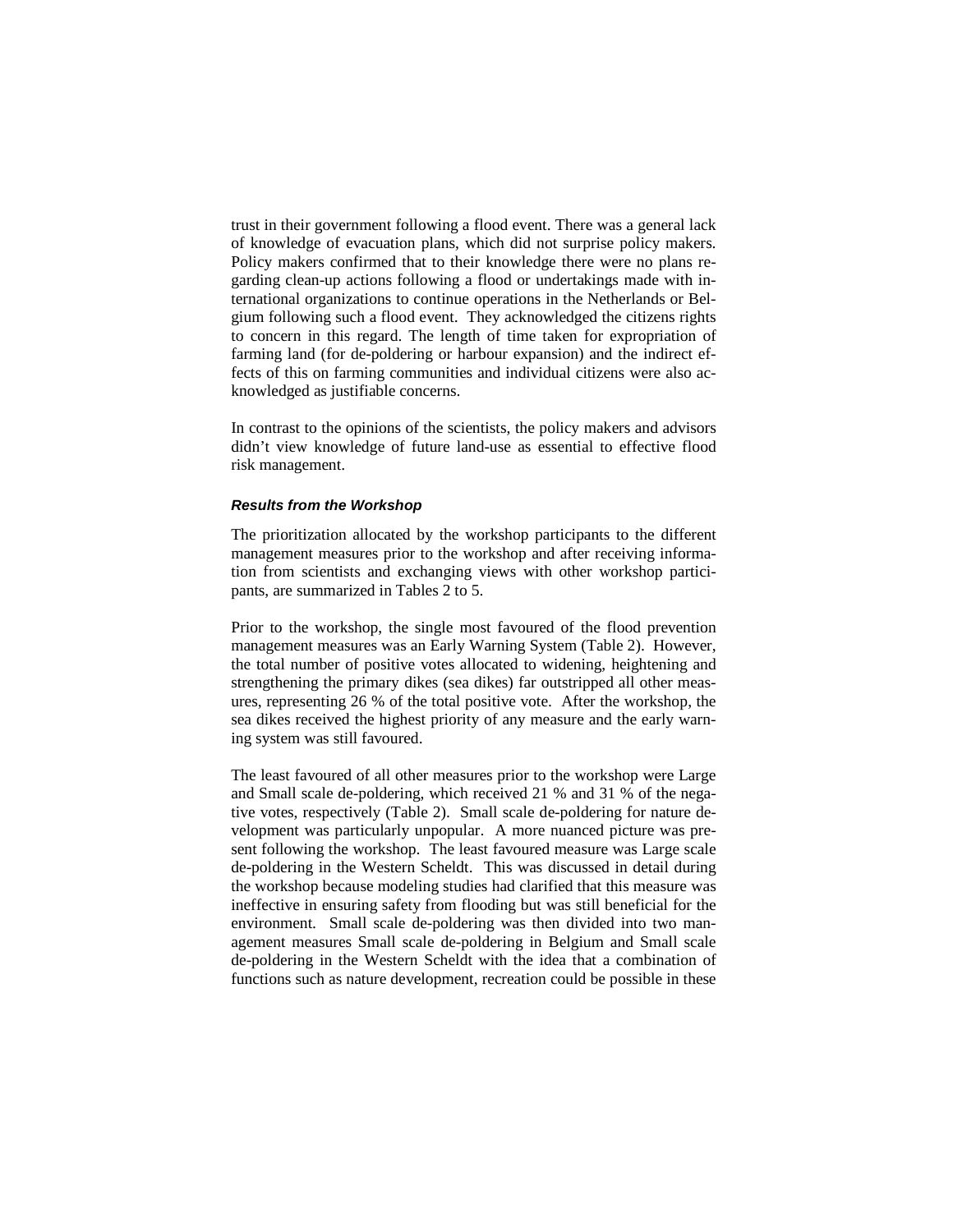trust in their government following a flood event. There was a general lack of knowledge of evacuation plans, which did not surprise policy makers. Policy makers confirmed that to their knowledge there were no plans regarding clean-up actions following a flood or undertakings made with international organizations to continue operations in the Netherlands or Belgium following such a flood event. They acknowledged the citizens rights to concern in this regard. The length of time taken for expropriation of farming land (for de-poldering or harbour expansion) and the indirect effects of this on farming communities and individual citizens were also acknowledged as justifiable concerns.

In contrast to the opinions of the scientists, the policy makers and advisors didn't view knowledge of future land-use as essential to effective flood risk management.

#### *Results from the Workshop*

The prioritization allocated by the workshop participants to the different management measures prior to the workshop and after receiving information from scientists and exchanging views with other workshop participants, are summarized in Tables 2 to 5.

Prior to the workshop, the single most favoured of the flood prevention management measures was an Early Warning System (Table 2). However, the total number of positive votes allocated to widening, heightening and strengthening the primary dikes (sea dikes) far outstripped all other measures, representing 26 % of the total positive vote. After the workshop, the sea dikes received the highest priority of any measure and the early warning system was still favoured.

The least favoured of all other measures prior to the workshop were Large and Small scale de-poldering, which received 21 % and 31 % of the negative votes, respectively (Table 2). Small scale de-poldering for nature development was particularly unpopular. A more nuanced picture was present following the workshop. The least favoured measure was Large scale de-poldering in the Western Scheldt. This was discussed in detail during the workshop because modeling studies had clarified that this measure was ineffective in ensuring safety from flooding but was still beneficial for the environment. Small scale de-poldering was then divided into two management measures Small scale de-poldering in Belgium and Small scale de-poldering in the Western Scheldt with the idea that a combination of functions such as nature development, recreation could be possible in these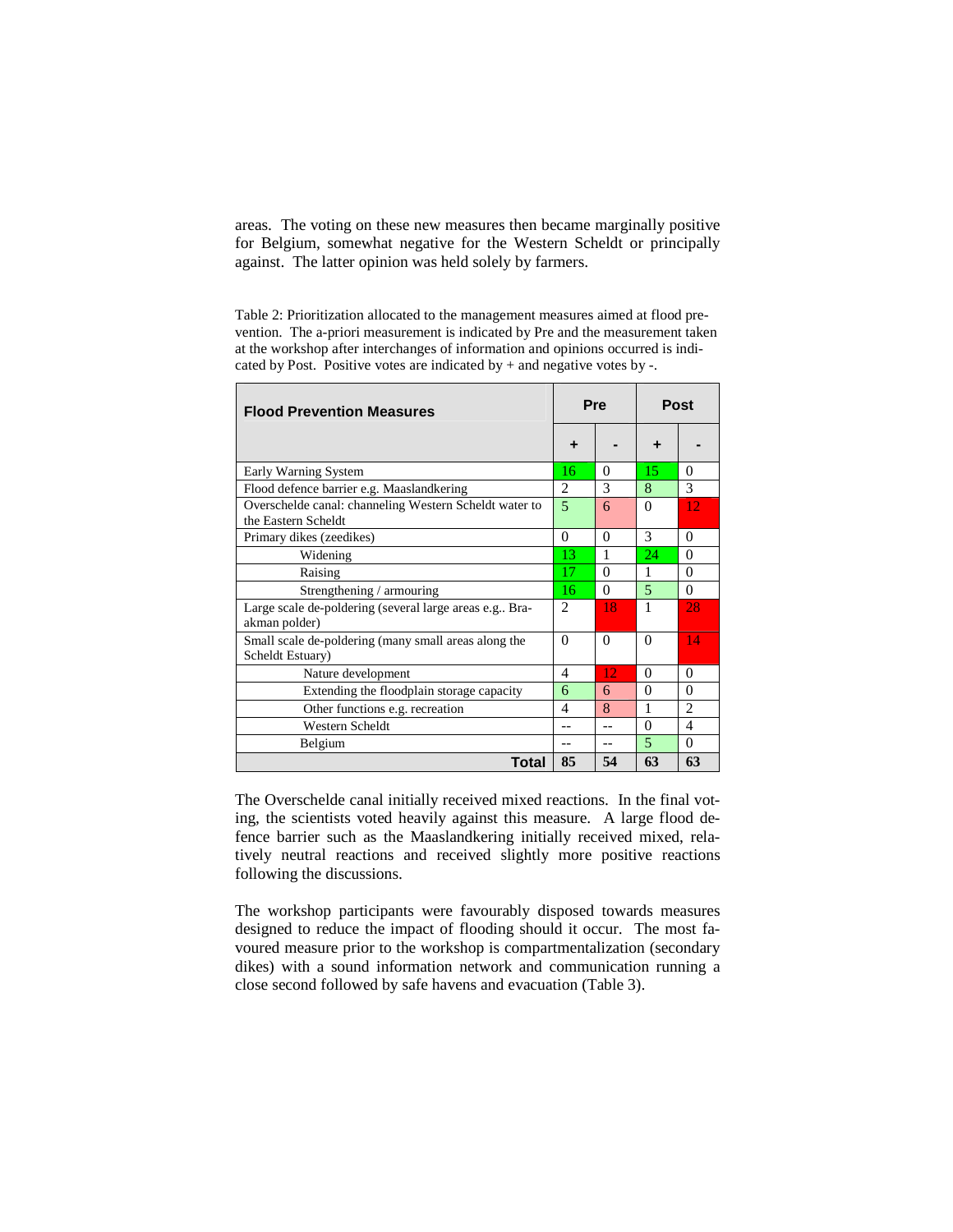areas. The voting on these new measures then became marginally positive for Belgium, somewhat negative for the Western Scheldt or principally against. The latter opinion was held solely by farmers.

Table 2: Prioritization allocated to the management measures aimed at flood prevention. The a-priori measurement is indicated by Pre and the measurement taken at the workshop after interchanges of information and opinions occurred is indicated by Post. Positive votes are indicated by + and negative votes by -.

| Flood Prevention Measures | Pre | | Post | |
|---|---|---|---|---|
| | + | - | + | - |
| Early Warning System | 16 | 0 | 15 | 0 |
| Flood defence barrier e.g. Maaslandkering | 2 | 3 | 8 | 3 |
| Overschelde canal: channeling Western Scheldt water to the Eastern Scheldt | 5 | 6 | 0 | 12 |
| Primary dikes (zeedikes) | 0 | 0 | 3 | 0 |
| Widening | 13 | 1 | 24 | 0 |
| Raising | 17 | 0 | 1 | 0 |
| Strengthening / armouring | 16 | 0 | 5 | 0 |
| Large scale de-poldering (several large areas e.g.. Bra-akman polder) | 2 | 18 | 1 | 28 |
| Small scale de-poldering (many small areas along the Scheldt Estuary) | 0 | 0 | 0 | 14 |
| Nature development | 4 | 12 | 0 | 0 |
| Extending the floodplain storage capacity | 6 | 6 | 0 | 0 |
| Other functions e.g. recreation | 4 | 8 | 1 | 2 |
| Western Scheldt | -- | -- | 0 | 4 |
| Belgium | -- | -- | 5 | 0 |
| **Total** | **85** | **54** | **63** | **63** |

The Overschelde canal initially received mixed reactions. In the final voting, the scientists voted heavily against this measure. A large flood defence barrier such as the Maaslandkering initially received mixed, relatively neutral reactions and received slightly more positive reactions following the discussions.

The workshop participants were favourably disposed towards measures designed to reduce the impact of flooding should it occur. The most favoured measure prior to the workshop is compartmentalization (secondary dikes) with a sound information network and communication running a close second followed by safe havens and evacuation (Table 3).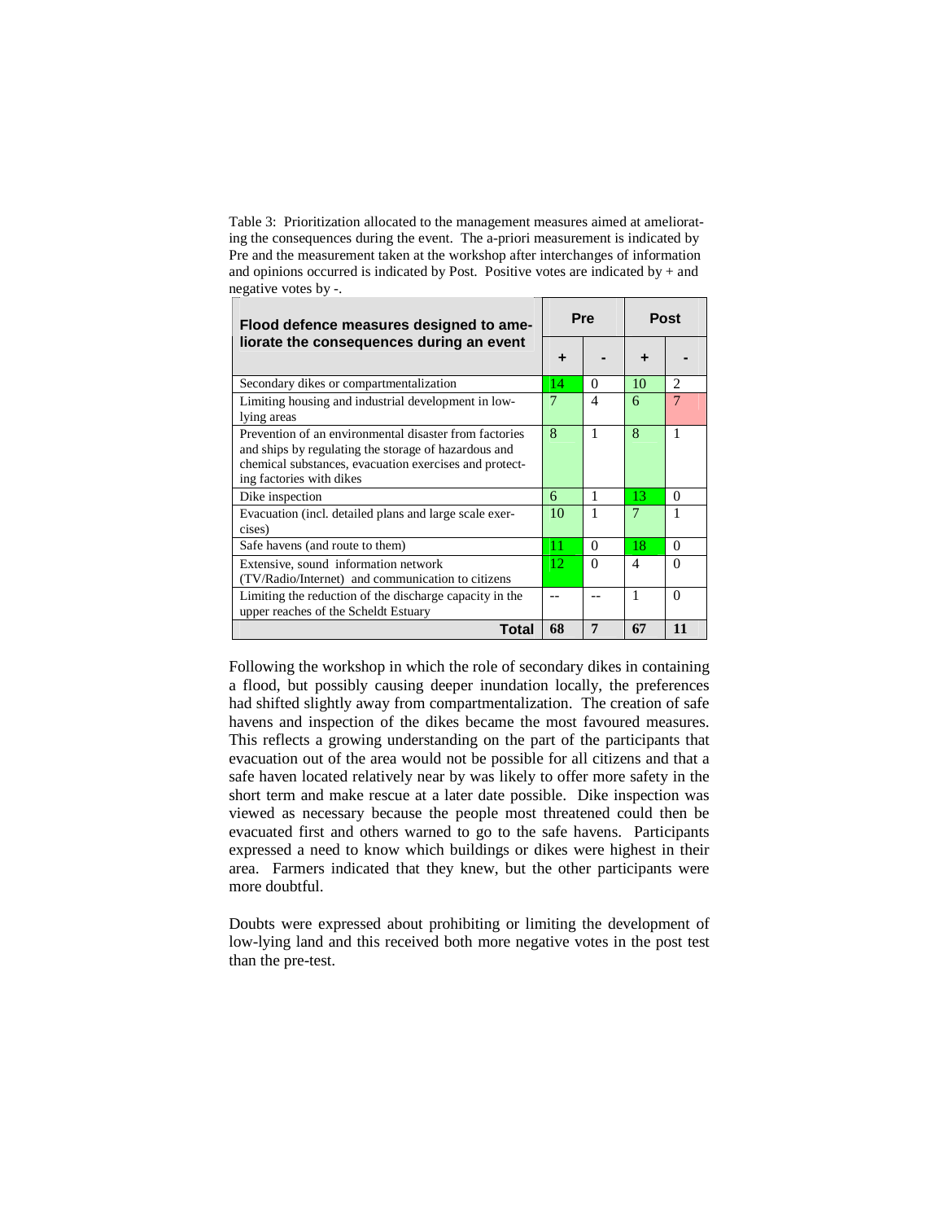Table 3: Prioritization allocated to the management measures aimed at ameliorating the consequences during the event. The a-priori measurement is indicated by Pre and the measurement taken at the workshop after interchanges of information and opinions occurred is indicated by Post. Positive votes are indicated by + and negative votes by -.

| Flood defence measures designed to ameliorate the consequences during an event | Pre | | Post | |
|---|---|---|---|---|
| | + | - | + | - |
| Secondary dikes or compartmentalization | 14 | 0 | 10 | 2 |
| Limiting housing and industrial development in low-lying areas | 7 | 4 | 6 | 7 |
| Prevention of an environmental disaster from factories and ships by regulating the storage of hazardous and chemical substances, evacuation exercises and protecting factories with dikes | 8 | 1 | 8 | 1 |
| Dike inspection | 6 | 1 | 13 | 0 |
| Evacuation (incl. detailed plans and large scale exercises) | 10 | 1 | 7 | 1 |
| Safe havens (and route to them) | 11 | 0 | 18 | 0 |
| Extensive, sound information network (TV/Radio/Internet) and communication to citizens | 12 | 0 | 4 | 0 |
| Limiting the reduction of the discharge capacity in the upper reaches of the Scheldt Estuary | -- | -- | 1 | 0 |
| **Total** | **68** | **7** | **67** | **11** |

Following the workshop in which the role of secondary dikes in containing a flood, but possibly causing deeper inundation locally, the preferences had shifted slightly away from compartmentalization. The creation of safe havens and inspection of the dikes became the most favoured measures. This reflects a growing understanding on the part of the participants that evacuation out of the area would not be possible for all citizens and that a safe haven located relatively near by was likely to offer more safety in the short term and make rescue at a later date possible. Dike inspection was viewed as necessary because the people most threatened could then be evacuated first and others warned to go to the safe havens. Participants expressed a need to know which buildings or dikes were highest in their area. Farmers indicated that they knew, but the other participants were more doubtful.

Doubts were expressed about prohibiting or limiting the development of low-lying land and this received both more negative votes in the post test than the pre-test.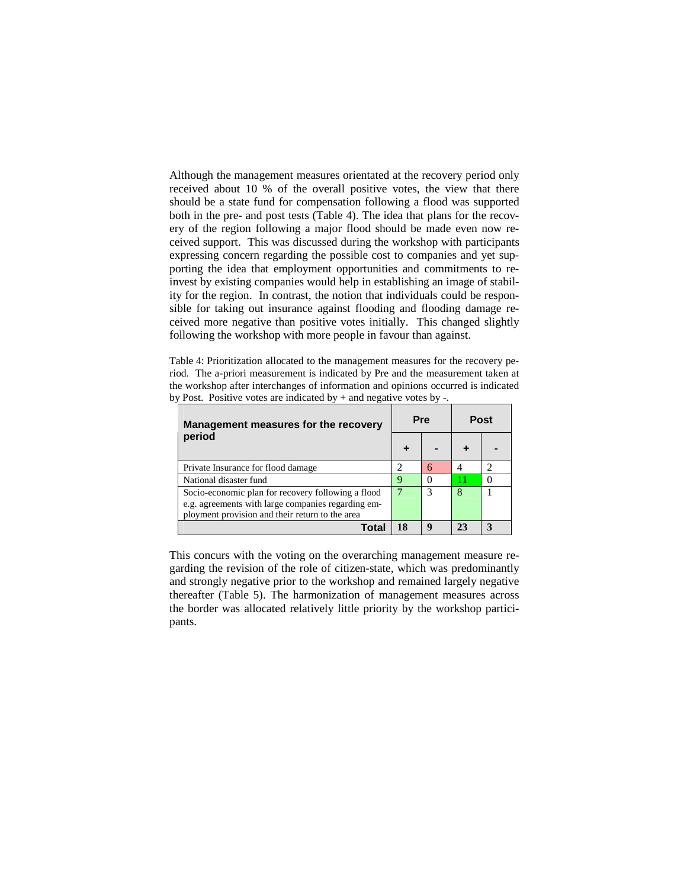Although the management measures orientated at the recovery period only received about 10 % of the overall positive votes, the view that there should be a state fund for compensation following a flood was supported both in the pre- and post tests (Table 4). The idea that plans for the recovery of the region following a major flood should be made even now received support. This was discussed during the workshop with participants expressing concern regarding the possible cost to companies and yet supporting the idea that employment opportunities and commitments to reinvest by existing companies would help in establishing an image of stability for the region. In contrast, the notion that individuals could be responsible for taking out insurance against flooding and flooding damage received more negative than positive votes initially. This changed slightly following the workshop with more people in favour than against.

Table 4: Prioritization allocated to the management measures for the recovery period. The a-priori measurement is indicated by Pre and the measurement taken at the workshop after interchanges of information and opinions occurred is indicated by Post. Positive votes are indicated by + and negative votes by -.

| **Management measures for the recovery period** | **Pre** | | **Post** | |
|---|---|---|---|---|
| | **+** | **-** | **+** | **-** |
| Private Insurance for flood damage | 2 | 6 | 4 | 2 |
| National disaster fund | 9 | 0 | 11 | 0 |
| Socio-economic plan for recovery following a flood e.g. agreements with large companies regarding employment provision and their return to the area | 7 | 3 | 8 | 1 |
| **Total** | **18** | **9** | **23** | **3** |

This concurs with the voting on the overarching management measure regarding the revision of the role of citizen-state, which was predominantly and strongly negative prior to the workshop and remained largely negative thereafter (Table 5). The harmonization of management measures across the border was allocated relatively little priority by the workshop participants.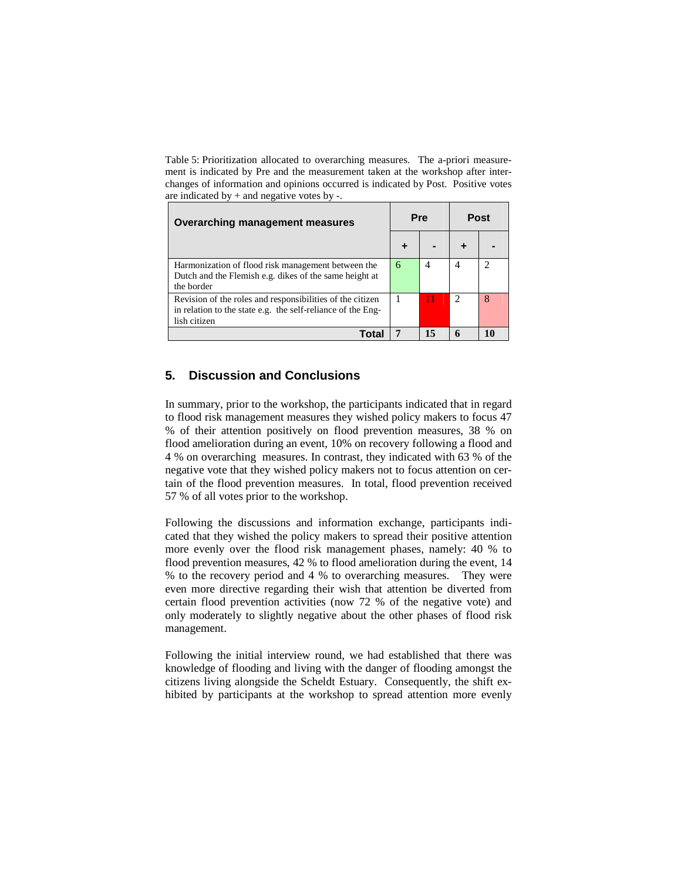Table 5: Prioritization allocated to overarching measures. The a-priori measurement is indicated by Pre and the measurement taken at the workshop after interchanges of information and opinions occurred is indicated by Post. Positive votes are indicated by + and negative votes by -.

| Overarching management measures | Pre | | Post | |
|---|---|---|---|---|
| | + | - | + | - |
| Harmonization of flood risk management between the Dutch and the Flemish e.g. dikes of the same height at the border | 6 | 4 | 4 | 2 |
| Revision of the roles and responsibilities of the citizen in relation to the state e.g. the self-reliance of the English citizen | 1 | 11 | 2 | 8 |
| **Total** | **7** | **15** | **6** | **10** |

## 5. Discussion and Conclusions

In summary, prior to the workshop, the participants indicated that in regard to flood risk management measures they wished policy makers to focus 47 % of their attention positively on flood prevention measures, 38 % on flood amelioration during an event, 10% on recovery following a flood and 4 % on overarching measures. In contrast, they indicated with 63 % of the negative vote that they wished policy makers not to focus attention on certain of the flood prevention measures. In total, flood prevention received 57 % of all votes prior to the workshop.

Following the discussions and information exchange, participants indicated that they wished the policy makers to spread their positive attention more evenly over the flood risk management phases, namely: 40 % to flood prevention measures, 42 % to flood amelioration during the event, 14 % to the recovery period and 4 % to overarching measures. They were even more directive regarding their wish that attention be diverted from certain flood prevention activities (now 72 % of the negative vote) and only moderately to slightly negative about the other phases of flood risk management.

Following the initial interview round, we had established that there was knowledge of flooding and living with the danger of flooding amongst the citizens living alongside the Scheldt Estuary. Consequently, the shift exhibited by participants at the workshop to spread attention more evenly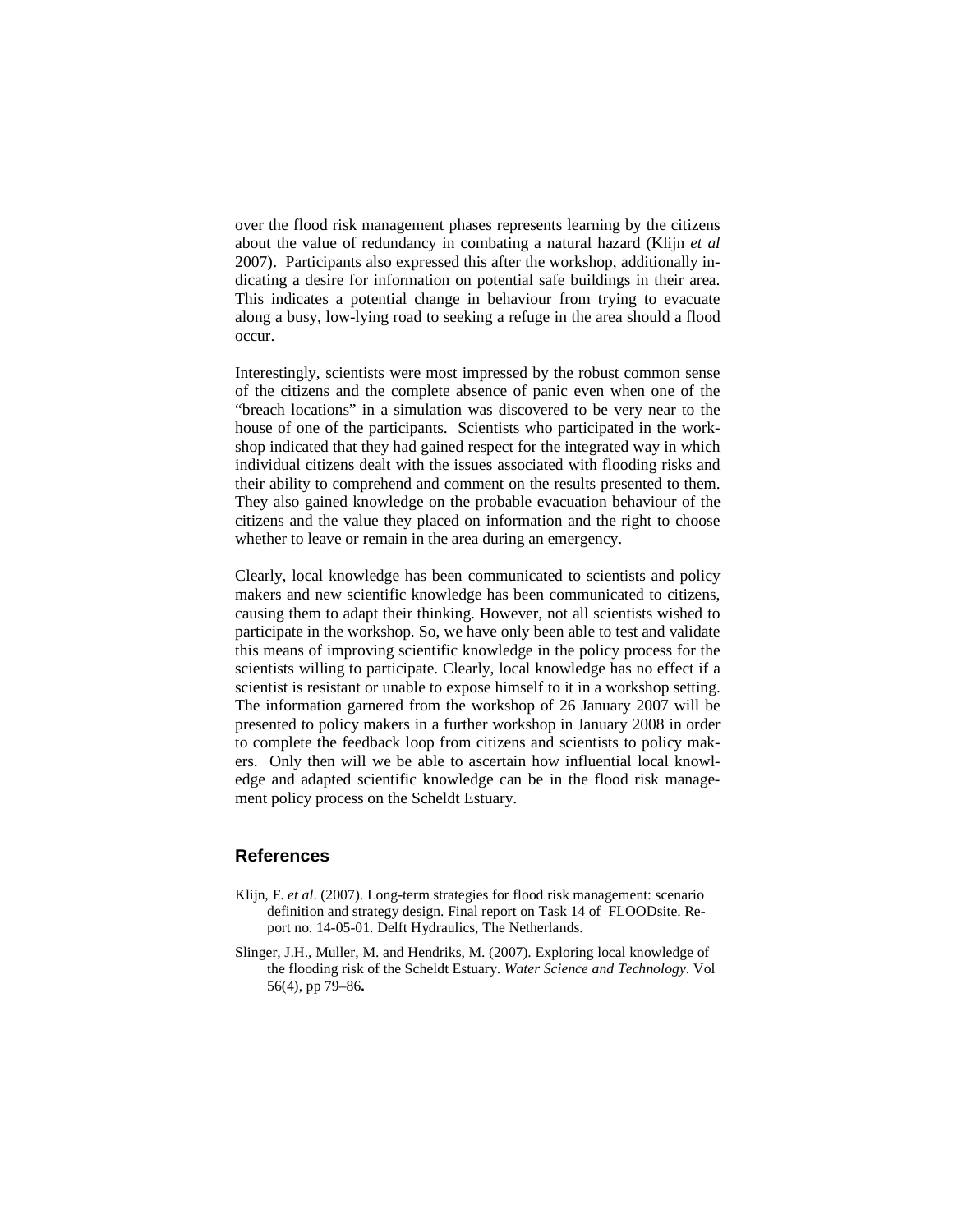over the flood risk management phases represents learning by the citizens about the value of redundancy in combating a natural hazard (Klijn *et al* 2007). Participants also expressed this after the workshop, additionally indicating a desire for information on potential safe buildings in their area. This indicates a potential change in behaviour from trying to evacuate along a busy, low-lying road to seeking a refuge in the area should a flood occur.

Interestingly, scientists were most impressed by the robust common sense of the citizens and the complete absence of panic even when one of the "breach locations" in a simulation was discovered to be very near to the house of one of the participants. Scientists who participated in the workshop indicated that they had gained respect for the integrated way in which individual citizens dealt with the issues associated with flooding risks and their ability to comprehend and comment on the results presented to them. They also gained knowledge on the probable evacuation behaviour of the citizens and the value they placed on information and the right to choose whether to leave or remain in the area during an emergency.

Clearly, local knowledge has been communicated to scientists and policy makers and new scientific knowledge has been communicated to citizens, causing them to adapt their thinking. However, not all scientists wished to participate in the workshop. So, we have only been able to test and validate this means of improving scientific knowledge in the policy process for the scientists willing to participate. Clearly, local knowledge has no effect if a scientist is resistant or unable to expose himself to it in a workshop setting. The information garnered from the workshop of 26 January 2007 will be presented to policy makers in a further workshop in January 2008 in order to complete the feedback loop from citizens and scientists to policy makers. Only then will we be able to ascertain how influential local knowledge and adapted scientific knowledge can be in the flood risk management policy process on the Scheldt Estuary.

## References

Klijn, F. *et al*. (2007). Long-term strategies for flood risk management: scenario definition and strategy design. Final report on Task 14 of FLOODsite. Report no. 14-05-01. Delft Hydraulics, The Netherlands.

Slinger, J.H., Muller, M. and Hendriks, M. (2007). Exploring local knowledge of the flooding risk of the Scheldt Estuary. *Water Science and Technology*. Vol 56(4), pp 79–86**.**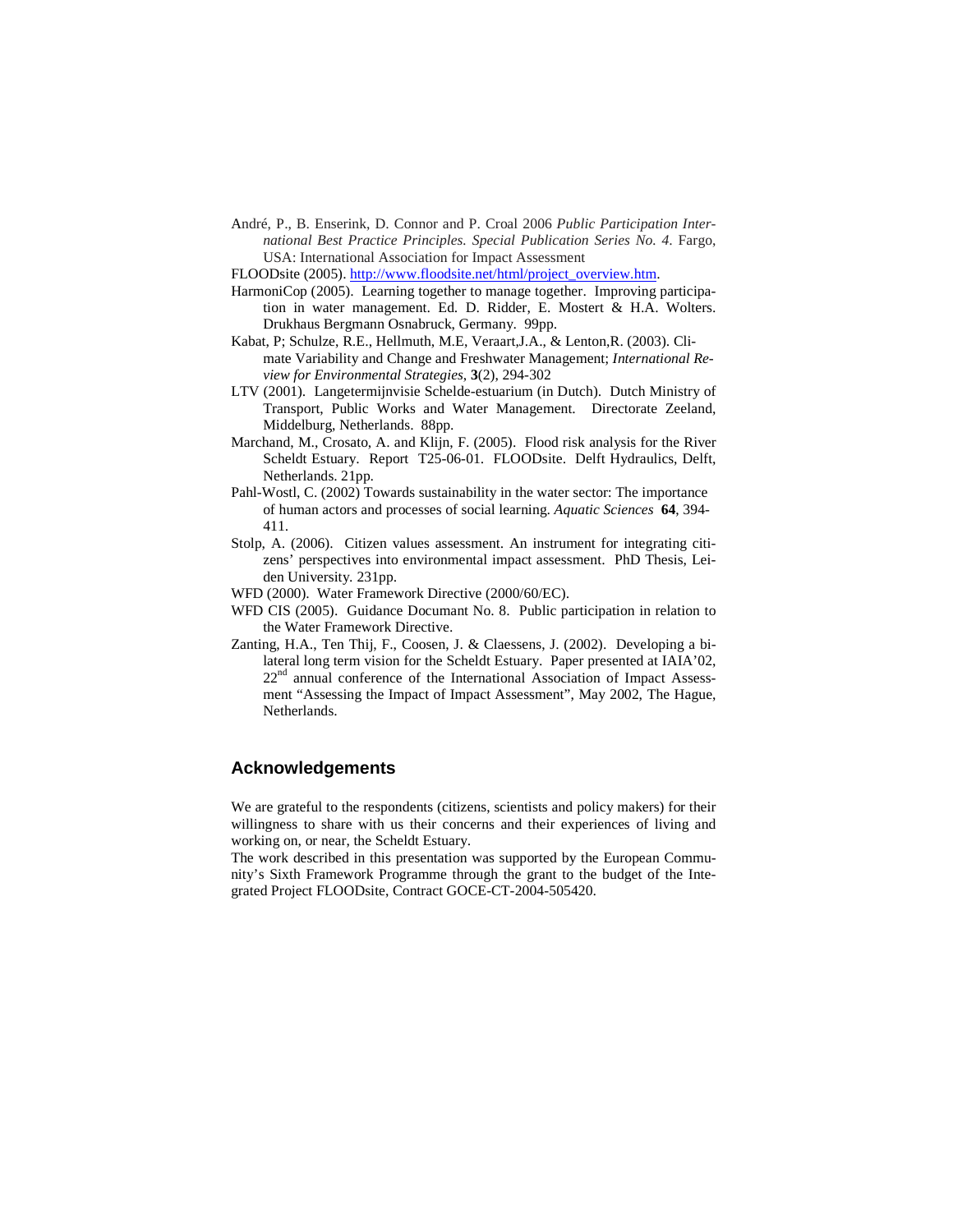André, P., B. Enserink, D. Connor and P. Croal 2006 *Public Participation International Best Practice Principles. Special Publication Series No. 4*. Fargo, USA: International Association for Impact Assessment

FLOODsite (2005). http://www.floodsite.net/html/project_overview.htm.

HarmoniCop (2005). Learning together to manage together. Improving participation in water management. Ed. D. Ridder, E. Mostert & H.A. Wolters. Drukhaus Bergmann Osnabruck, Germany. 99pp.

Kabat, P; Schulze, R.E., Hellmuth, M.E, Veraart,J.A., & Lenton,R. (2003). Climate Variability and Change and Freshwater Management; *International Review for Environmental Strategies*, **3**(2), 294-302

LTV (2001). Langetermijnvisie Schelde-estuarium (in Dutch). Dutch Ministry of Transport, Public Works and Water Management. Directorate Zeeland, Middelburg, Netherlands. 88pp.

Marchand, M., Crosato, A. and Klijn, F. (2005). Flood risk analysis for the River Scheldt Estuary. Report T25-06-01. FLOODsite. Delft Hydraulics, Delft, Netherlands. 21pp.

Pahl-Wostl, C. (2002) Towards sustainability in the water sector: The importance of human actors and processes of social learning. *Aquatic Sciences* **64**, 394-411.

Stolp, A. (2006). Citizen values assessment. An instrument for integrating citizens' perspectives into environmental impact assessment. PhD Thesis, Leiden University. 231pp.

WFD (2000). Water Framework Directive (2000/60/EC).

WFD CIS (2005). Guidance Documant No. 8. Public participation in relation to the Water Framework Directive.

Zanting, H.A., Ten Thij, F., Coosen, J. & Claessens, J. (2002). Developing a bilateral long term vision for the Scheldt Estuary. Paper presented at IAIA'02, 22nd annual conference of the International Association of Impact Assessment "Assessing the Impact of Impact Assessment", May 2002, The Hague, Netherlands.

## Acknowledgements

We are grateful to the respondents (citizens, scientists and policy makers) for their willingness to share with us their concerns and their experiences of living and working on, or near, the Scheldt Estuary.

The work described in this presentation was supported by the European Community's Sixth Framework Programme through the grant to the budget of the Integrated Project FLOODsite, Contract GOCE-CT-2004-505420.